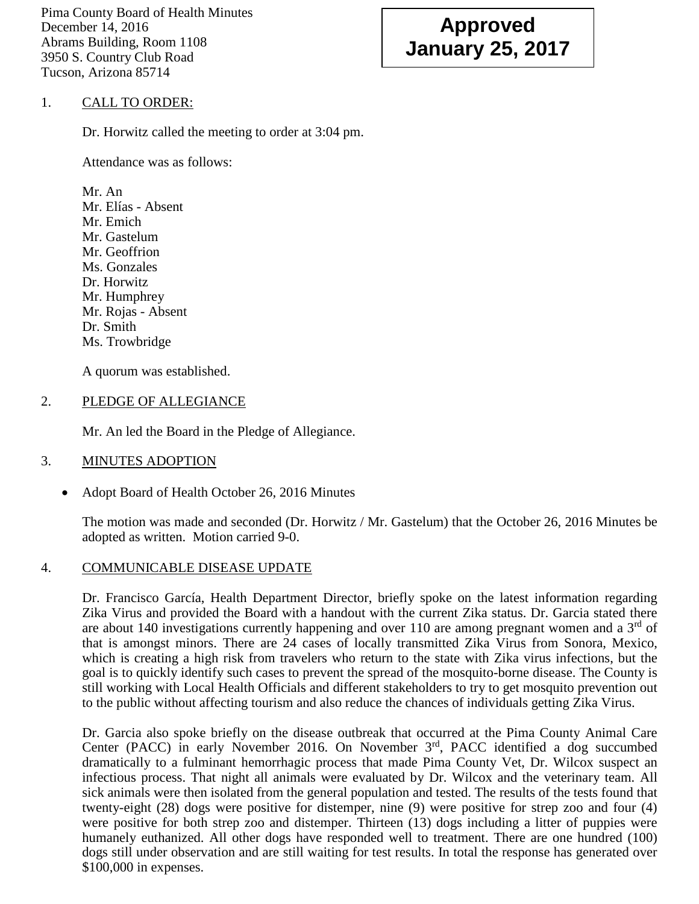Pima County Board of Health Minutes
December 14, 2016
Abrams Building, Room 1108
3950 S. Country Club Road
Tucson, Arizona 85714

**Approved**
**January 25, 2017**

1. CALL TO ORDER:

Dr. Horwitz called the meeting to order at 3:04 pm.

Attendance was as follows:

Mr. An
Mr. Elías - Absent
Mr. Emich
Mr. Gastelum
Mr. Geoffrion
Ms. Gonzales
Dr. Horwitz
Mr. Humphrey
Mr. Rojas - Absent
Dr. Smith
Ms. Trowbridge

A quorum was established.

2. PLEDGE OF ALLEGIANCE

Mr. An led the Board in the Pledge of Allegiance.

3. MINUTES ADOPTION

- Adopt Board of Health October 26, 2016 Minutes

The motion was made and seconded (Dr. Horwitz / Mr. Gastelum) that the October 26, 2016 Minutes be adopted as written. Motion carried 9-0.

4. COMMUNICABLE DISEASE UPDATE

Dr. Francisco García, Health Department Director, briefly spoke on the latest information regarding Zika Virus and provided the Board with a handout with the current Zika status. Dr. Garcia stated there are about 140 investigations currently happening and over 110 are among pregnant women and a 3rd of that is amongst minors. There are 24 cases of locally transmitted Zika Virus from Sonora, Mexico, which is creating a high risk from travelers who return to the state with Zika virus infections, but the goal is to quickly identify such cases to prevent the spread of the mosquito-borne disease. The County is still working with Local Health Officials and different stakeholders to try to get mosquito prevention out to the public without affecting tourism and also reduce the chances of individuals getting Zika Virus.

Dr. Garcia also spoke briefly on the disease outbreak that occurred at the Pima County Animal Care Center (PACC) in early November 2016. On November 3rd, PACC identified a dog succumbed dramatically to a fulminant hemorrhagic process that made Pima County Vet, Dr. Wilcox suspect an infectious process. That night all animals were evaluated by Dr. Wilcox and the veterinary team. All sick animals were then isolated from the general population and tested. The results of the tests found that twenty-eight (28) dogs were positive for distemper, nine (9) were positive for strep zoo and four (4) were positive for both strep zoo and distemper. Thirteen (13) dogs including a litter of puppies were humanely euthanized. All other dogs have responded well to treatment. There are one hundred (100) dogs still under observation and are still waiting for test results. In total the response has generated over $100,000 in expenses.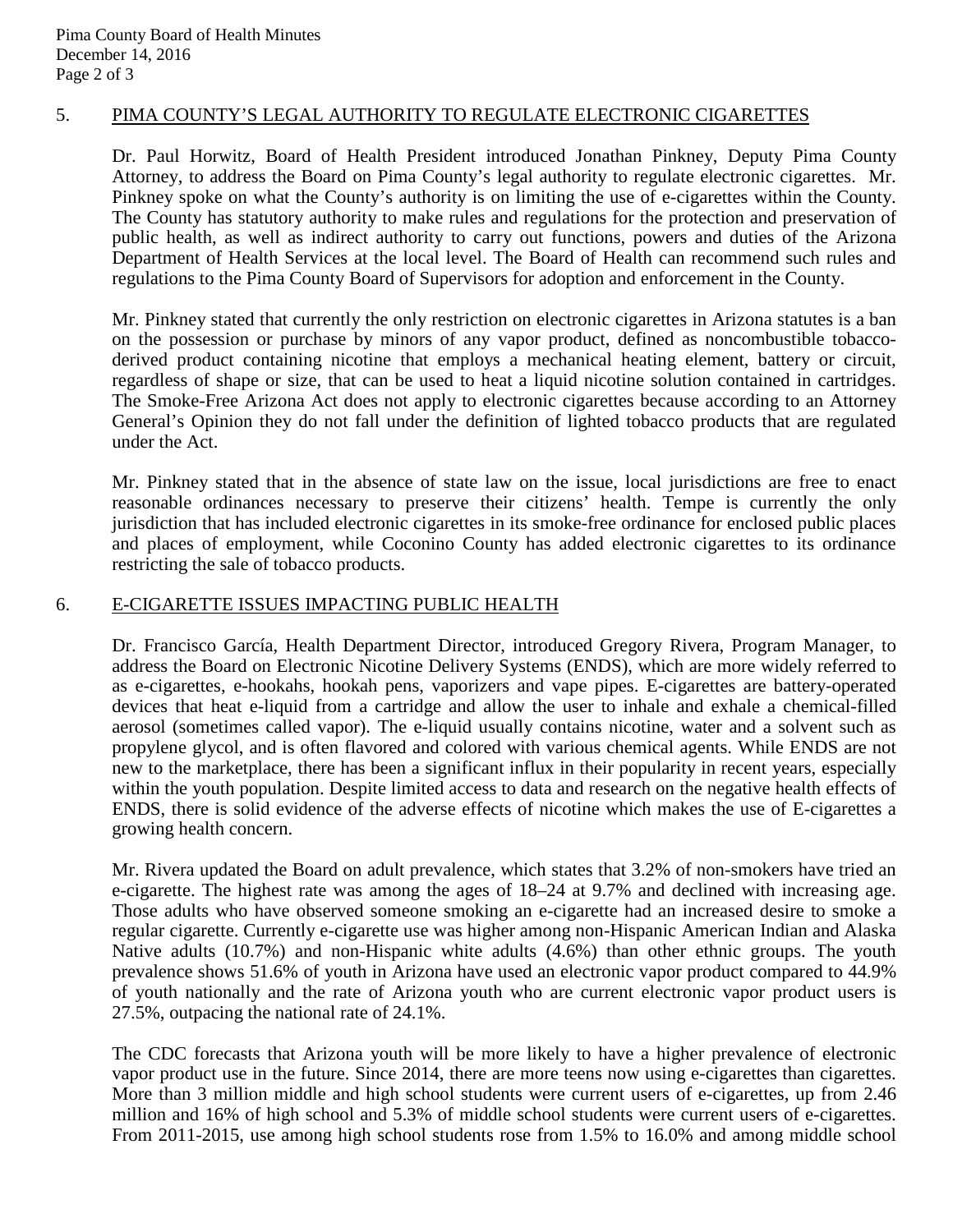## 5. PIMA COUNTY'S LEGAL AUTHORITY TO REGULATE ELECTRONIC CIGARETTES

Dr. Paul Horwitz, Board of Health President introduced Jonathan Pinkney, Deputy Pima County Attorney, to address the Board on Pima County's legal authority to regulate electronic cigarettes. Mr. Pinkney spoke on what the County's authority is on limiting the use of e-cigarettes within the County. The County has statutory authority to make rules and regulations for the protection and preservation of public health, as well as indirect authority to carry out functions, powers and duties of the Arizona Department of Health Services at the local level. The Board of Health can recommend such rules and regulations to the Pima County Board of Supervisors for adoption and enforcement in the County.

Mr. Pinkney stated that currently the only restriction on electronic cigarettes in Arizona statutes is a ban on the possession or purchase by minors of any vapor product, defined as noncombustible tobacco-derived product containing nicotine that employs a mechanical heating element, battery or circuit, regardless of shape or size, that can be used to heat a liquid nicotine solution contained in cartridges. The Smoke-Free Arizona Act does not apply to electronic cigarettes because according to an Attorney General's Opinion they do not fall under the definition of lighted tobacco products that are regulated under the Act.

Mr. Pinkney stated that in the absence of state law on the issue, local jurisdictions are free to enact reasonable ordinances necessary to preserve their citizens' health. Tempe is currently the only jurisdiction that has included electronic cigarettes in its smoke-free ordinance for enclosed public places and places of employment, while Coconino County has added electronic cigarettes to its ordinance restricting the sale of tobacco products.

## 6. E-CIGARETTE ISSUES IMPACTING PUBLIC HEALTH

Dr. Francisco García, Health Department Director, introduced Gregory Rivera, Program Manager, to address the Board on Electronic Nicotine Delivery Systems (ENDS), which are more widely referred to as e-cigarettes, e-hookahs, hookah pens, vaporizers and vape pipes. E-cigarettes are battery-operated devices that heat e-liquid from a cartridge and allow the user to inhale and exhale a chemical-filled aerosol (sometimes called vapor). The e-liquid usually contains nicotine, water and a solvent such as propylene glycol, and is often flavored and colored with various chemical agents. While ENDS are not new to the marketplace, there has been a significant influx in their popularity in recent years, especially within the youth population. Despite limited access to data and research on the negative health effects of ENDS, there is solid evidence of the adverse effects of nicotine which makes the use of E-cigarettes a growing health concern.

Mr. Rivera updated the Board on adult prevalence, which states that 3.2% of non-smokers have tried an e-cigarette. The highest rate was among the ages of 18–24 at 9.7% and declined with increasing age. Those adults who have observed someone smoking an e-cigarette had an increased desire to smoke a regular cigarette. Currently e-cigarette use was higher among non-Hispanic American Indian and Alaska Native adults (10.7%) and non-Hispanic white adults (4.6%) than other ethnic groups. The youth prevalence shows 51.6% of youth in Arizona have used an electronic vapor product compared to 44.9% of youth nationally and the rate of Arizona youth who are current electronic vapor product users is 27.5%, outpacing the national rate of 24.1%.

The CDC forecasts that Arizona youth will be more likely to have a higher prevalence of electronic vapor product use in the future. Since 2014, there are more teens now using e-cigarettes than cigarettes. More than 3 million middle and high school students were current users of e-cigarettes, up from 2.46 million and 16% of high school and 5.3% of middle school students were current users of e-cigarettes. From 2011-2015, use among high school students rose from 1.5% to 16.0% and among middle school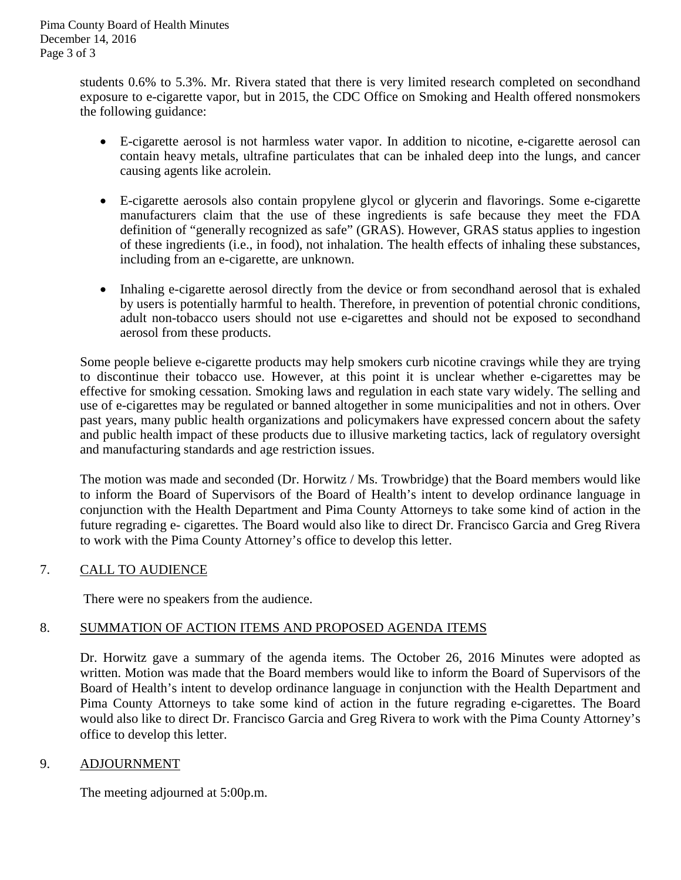students 0.6% to 5.3%. Mr. Rivera stated that there is very limited research completed on secondhand exposure to e-cigarette vapor, but in 2015, the CDC Office on Smoking and Health offered nonsmokers the following guidance:

- E-cigarette aerosol is not harmless water vapor. In addition to nicotine, e-cigarette aerosol can contain heavy metals, ultrafine particulates that can be inhaled deep into the lungs, and cancer causing agents like acrolein.

- E-cigarette aerosols also contain propylene glycol or glycerin and flavorings. Some e-cigarette manufacturers claim that the use of these ingredients is safe because they meet the FDA definition of "generally recognized as safe" (GRAS). However, GRAS status applies to ingestion of these ingredients (i.e., in food), not inhalation. The health effects of inhaling these substances, including from an e-cigarette, are unknown.

- Inhaling e-cigarette aerosol directly from the device or from secondhand aerosol that is exhaled by users is potentially harmful to health. Therefore, in prevention of potential chronic conditions, adult non-tobacco users should not use e-cigarettes and should not be exposed to secondhand aerosol from these products.

Some people believe e-cigarette products may help smokers curb nicotine cravings while they are trying to discontinue their tobacco use. However, at this point it is unclear whether e-cigarettes may be effective for smoking cessation. Smoking laws and regulation in each state vary widely. The selling and use of e-cigarettes may be regulated or banned altogether in some municipalities and not in others. Over past years, many public health organizations and policymakers have expressed concern about the safety and public health impact of these products due to illusive marketing tactics, lack of regulatory oversight and manufacturing standards and age restriction issues.

The motion was made and seconded (Dr. Horwitz / Ms. Trowbridge) that the Board members would like to inform the Board of Supervisors of the Board of Health's intent to develop ordinance language in conjunction with the Health Department and Pima County Attorneys to take some kind of action in the future regrading e- cigarettes. The Board would also like to direct Dr. Francisco Garcia and Greg Rivera to work with the Pima County Attorney's office to develop this letter.

## 7. CALL TO AUDIENCE

There were no speakers from the audience.

## 8. SUMMATION OF ACTION ITEMS AND PROPOSED AGENDA ITEMS

Dr. Horwitz gave a summary of the agenda items. The October 26, 2016 Minutes were adopted as written. Motion was made that the Board members would like to inform the Board of Supervisors of the Board of Health's intent to develop ordinance language in conjunction with the Health Department and Pima County Attorneys to take some kind of action in the future regrading e-cigarettes. The Board would also like to direct Dr. Francisco Garcia and Greg Rivera to work with the Pima County Attorney's office to develop this letter.

## 9. ADJOURNMENT

The meeting adjourned at 5:00p.m.